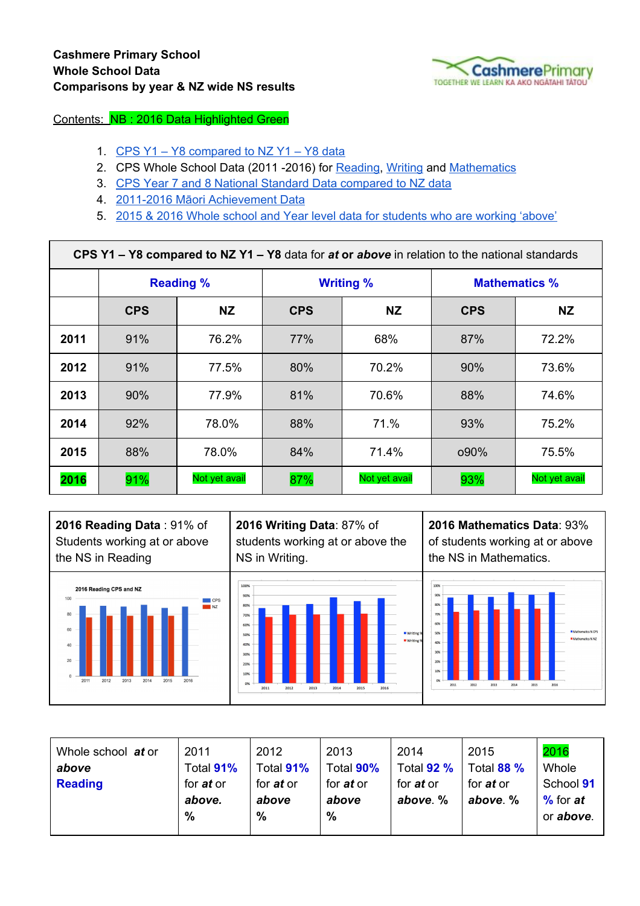**Cashmere Primary School**
**Whole School Data**
**Comparisons by year & NZ wide NS results**

Contents: NB : 2016 Data Highlighted Green

1. CPS Y1 – Y8 compared to NZ Y1 – Y8 data
2. CPS Whole School Data (2011 -2016) for Reading, Writing and Mathematics
3. CPS Year 7 and 8 National Standard Data compared to NZ data
4. 2011-2016 Māori Achievement Data
5. 2015 & 2016 Whole school and Year level data for students who are working 'above'

**CPS Y1 – Y8 compared to NZ Y1 – Y8** data for ***at* or *above*** in relation to the national standards

| | **Reading %** | | **Writing %** | | **Mathematics %** | |
|---|---|---|---|---|---|---|
| | **CPS** | **NZ** | **CPS** | **NZ** | **CPS** | **NZ** |
| **2011** | 91% | 76.2% | 77% | 68% | 87% | 72.2% |
| **2012** | 91% | 77.5% | 80% | 70.2% | 90% | 73.6% |
| **2013** | 90% | 77.9% | 81% | 70.6% | 88% | 74.6% |
| **2014** | 92% | 78.0% | 88% | 71.% | 93% | 75.2% |
| **2015** | 88% | 78.0% | 84% | 71.4% | o90% | 75.5% |
| **2016** | 91% | Not yet avail | 87% | Not yet avail | 93% | Not yet avail |

| **2016 Reading Data** : 91% of Students working at or above the NS in Reading | **2016 Writing Data**: 87% of students working at or above the NS in Writing. | **2016 Mathematics Data**: 93% of students working at or above the NS in Mathematics. |
|---|---|---|

| Whole school ***at*** or ***above*** **Reading** | 2011 Total **91%** for *at* or ***above.*** **%** | 2012 Total **91%** for *at* or ***above*** **%** | 2013 Total **90%** for *at* or ***above*** **%** | 2014 Total **92 %** for *at* or ***above***. **%** | 2015 Total **88 %** for *at* or ***above***. **%** | 2016 Whole School **91 %** for ***at*** or ***above***. |
|---|---|---|---|---|---|---|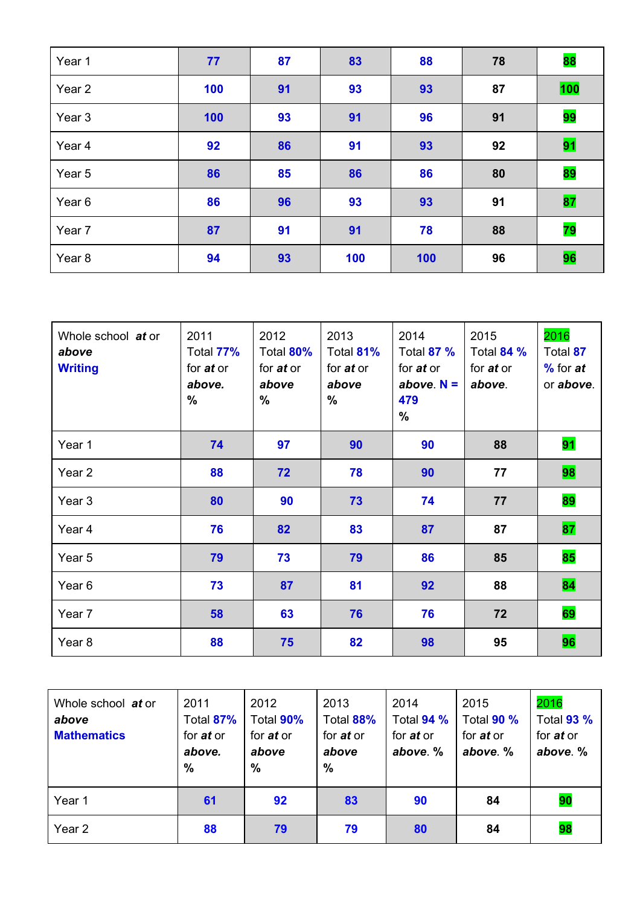| | | | | | | |
|---|---|---|---|---|---|---|
| Year 1 | 77 | 87 | 83 | 88 | 78 | 88 |
| Year 2 | 100 | 91 | 93 | 93 | 87 | 100 |
| Year 3 | 100 | 93 | 91 | 96 | 91 | 99 |
| Year 4 | 92 | 86 | 91 | 93 | 92 | 91 |
| Year 5 | 86 | 85 | 86 | 86 | 80 | 89 |
| Year 6 | 86 | 96 | 93 | 93 | 91 | 87 |
| Year 7 | 87 | 91 | 91 | 78 | 88 | 79 |
| Year 8 | 94 | 93 | 100 | 100 | 96 | 96 |

| Whole school ***at*** or ***above*** **Writing** | 2011 Total **77%** for ***at*** or ***above.*** % | 2012 Total **80%** for ***at*** or ***above*** % | 2013 Total **81%** for ***at*** or ***above*** % | 2014 Total **87 %** for ***at*** or ***above.*** **N = 479** % | 2015 Total **84 %** for ***at*** or ***above.*** | 2016 Total **87 %** for ***at*** or ***above.*** |
|---|---|---|---|---|---|---|
| Year 1 | 74 | 97 | 90 | 90 | 88 | 91 |
| Year 2 | 88 | 72 | 78 | 90 | 77 | 98 |
| Year 3 | 80 | 90 | 73 | 74 | 77 | 89 |
| Year 4 | 76 | 82 | 83 | 87 | 87 | 87 |
| Year 5 | 79 | 73 | 79 | 86 | 85 | 85 |
| Year 6 | 73 | 87 | 81 | 92 | 88 | 84 |
| Year 7 | 58 | 63 | 76 | 76 | 72 | 69 |
| Year 8 | 88 | 75 | 82 | 98 | 95 | 96 |

| Whole school ***at*** or ***above*** **Mathematics** | 2011 Total **87%** for ***at*** or ***above.*** % | 2012 Total **90%** for ***at*** or ***above*** % | 2013 Total **88%** for ***at*** or ***above*** % | 2014 Total **94 %** for ***at*** or ***above***. % | 2015 Total **90 %** for ***at*** or ***above***. % | 2016 Total **93 %** for ***at*** or ***above***. % |
|---|---|---|---|---|---|---|
| Year 1 | 61 | 92 | 83 | 90 | 84 | 90 |
| Year 2 | 88 | 79 | 79 | 80 | 84 | 98 |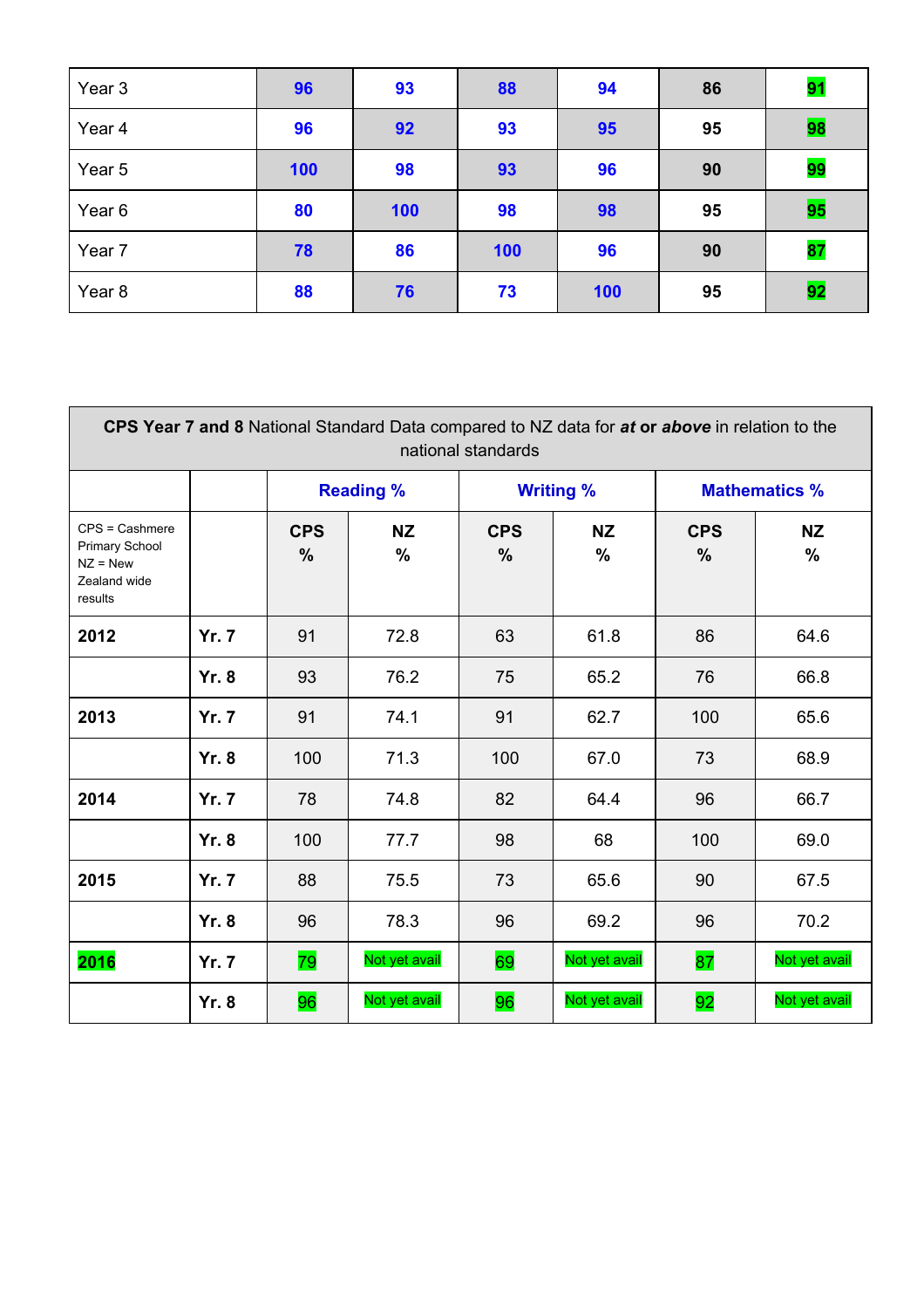| | | | | | | |
|---|---|---|---|---|---|---|
| Year 3 | **96** | **93** | **88** | **94** | **86** | **91** |
| Year 4 | **96** | **92** | **93** | **95** | **95** | **98** |
| Year 5 | **100** | **98** | **93** | **96** | **90** | **99** |
| Year 6 | **80** | **100** | **98** | **98** | **95** | **95** |
| Year 7 | **78** | **86** | **100** | **96** | **90** | **87** |
| Year 8 | **88** | **76** | **73** | **100** | **95** | **92** |

| **CPS Year 7 and 8** National Standard Data compared to NZ data for ***at* or *above*** in relation to the national standards | | | | | | | |
|---|---|---|---|---|---|---|---|
| | | **Reading %** | | **Writing %** | | **Mathematics %** | |
| CPS = Cashmere Primary School NZ = New Zealand wide results | | **CPS %** | **NZ %** | **CPS %** | **NZ %** | **CPS %** | **NZ %** |
| **2012** | **Yr. 7** | 91 | 72.8 | 63 | 61.8 | 86 | 64.6 |
| | **Yr. 8** | 93 | 76.2 | 75 | 65.2 | 76 | 66.8 |
| **2013** | **Yr. 7** | 91 | 74.1 | 91 | 62.7 | 100 | 65.6 |
| | **Yr. 8** | 100 | 71.3 | 100 | 67.0 | 73 | 68.9 |
| **2014** | **Yr. 7** | 78 | 74.8 | 82 | 64.4 | 96 | 66.7 |
| | **Yr. 8** | 100 | 77.7 | 98 | 68 | 100 | 69.0 |
| **2015** | **Yr. 7** | 88 | 75.5 | 73 | 65.6 | 90 | 67.5 |
| | **Yr. 8** | 96 | 78.3 | 96 | 69.2 | 96 | 70.2 |
| **2016** | **Yr. 7** | 79 | Not yet avail | 69 | Not yet avail | 87 | Not yet avail |
| | **Yr. 8** | 96 | Not yet avail | 96 | Not yet avail | 92 | Not yet avail |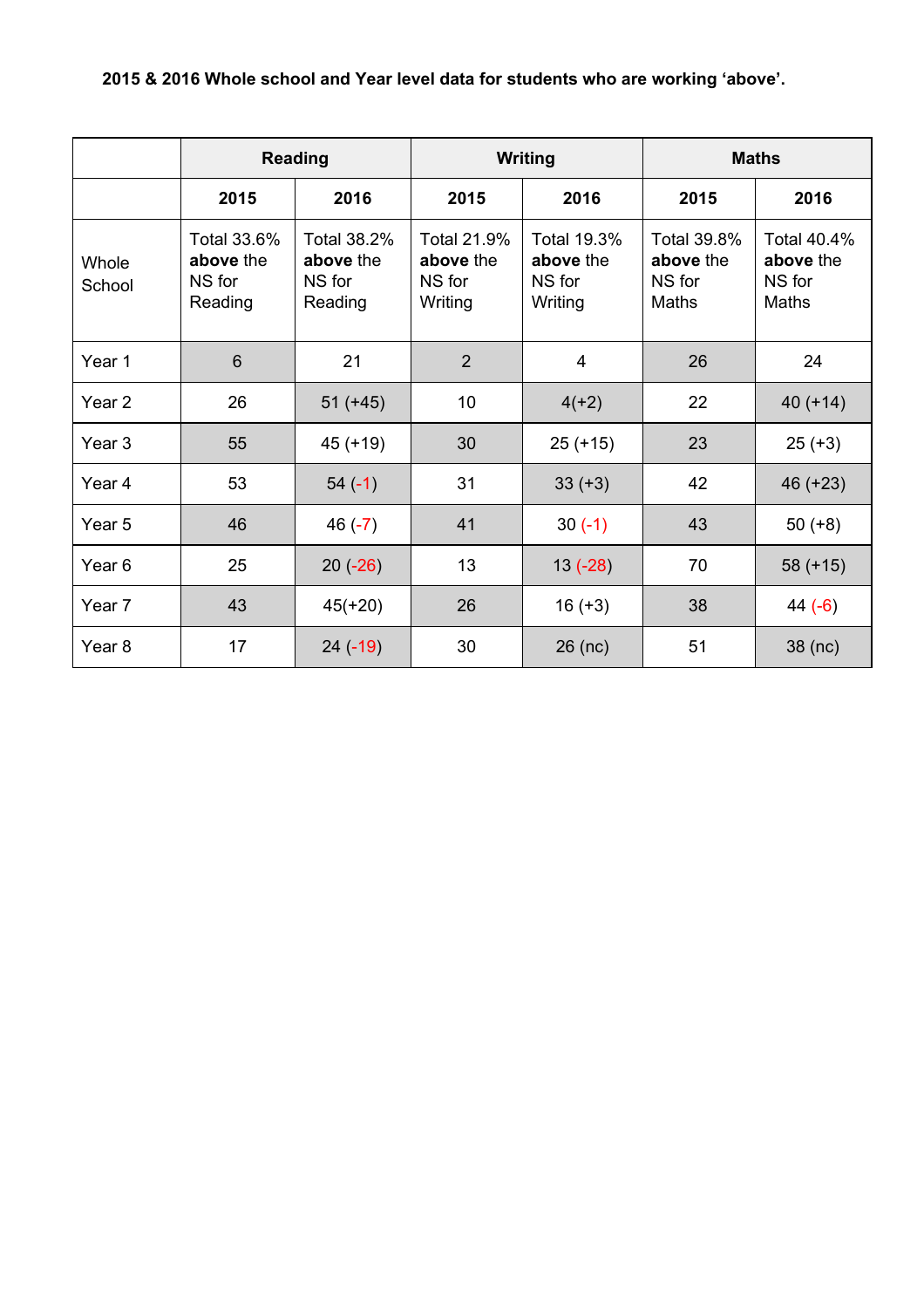**2015 & 2016 Whole school and Year level data for students who are working 'above'.**

| | Reading | | Writing | | Maths | |
|---|---|---|---|---|---|---|
| | **2015** | **2016** | **2015** | **2016** | **2015** | **2016** |
| Whole School | Total 33.6% **above** the NS for Reading | Total 38.2% **above** the NS for Reading | Total 21.9% **above** the NS for Writing | Total 19.3% **above** the NS for Writing | Total 39.8% **above** the NS for Maths | Total 40.4% **above** the NS for Maths |
| Year 1 | 6 | 21 | 2 | 4 | 26 | 24 |
| Year 2 | 26 | 51 (+45) | 10 | 4(+2) | 22 | 40 (+14) |
| Year 3 | 55 | 45 (+19) | 30 | 25 (+15) | 23 | 25 (+3) |
| Year 4 | 53 | 54 (-1) | 31 | 33 (+3) | 42 | 46 (+23) |
| Year 5 | 46 | 46 (-7) | 41 | 30 (-1) | 43 | 50 (+8) |
| Year 6 | 25 | 20 (-26) | 13 | 13 (-28) | 70 | 58 (+15) |
| Year 7 | 43 | 45(+20) | 26 | 16 (+3) | 38 | 44 (-6) |
| Year 8 | 17 | 24 (-19) | 30 | 26 (nc) | 51 | 38 (nc) |